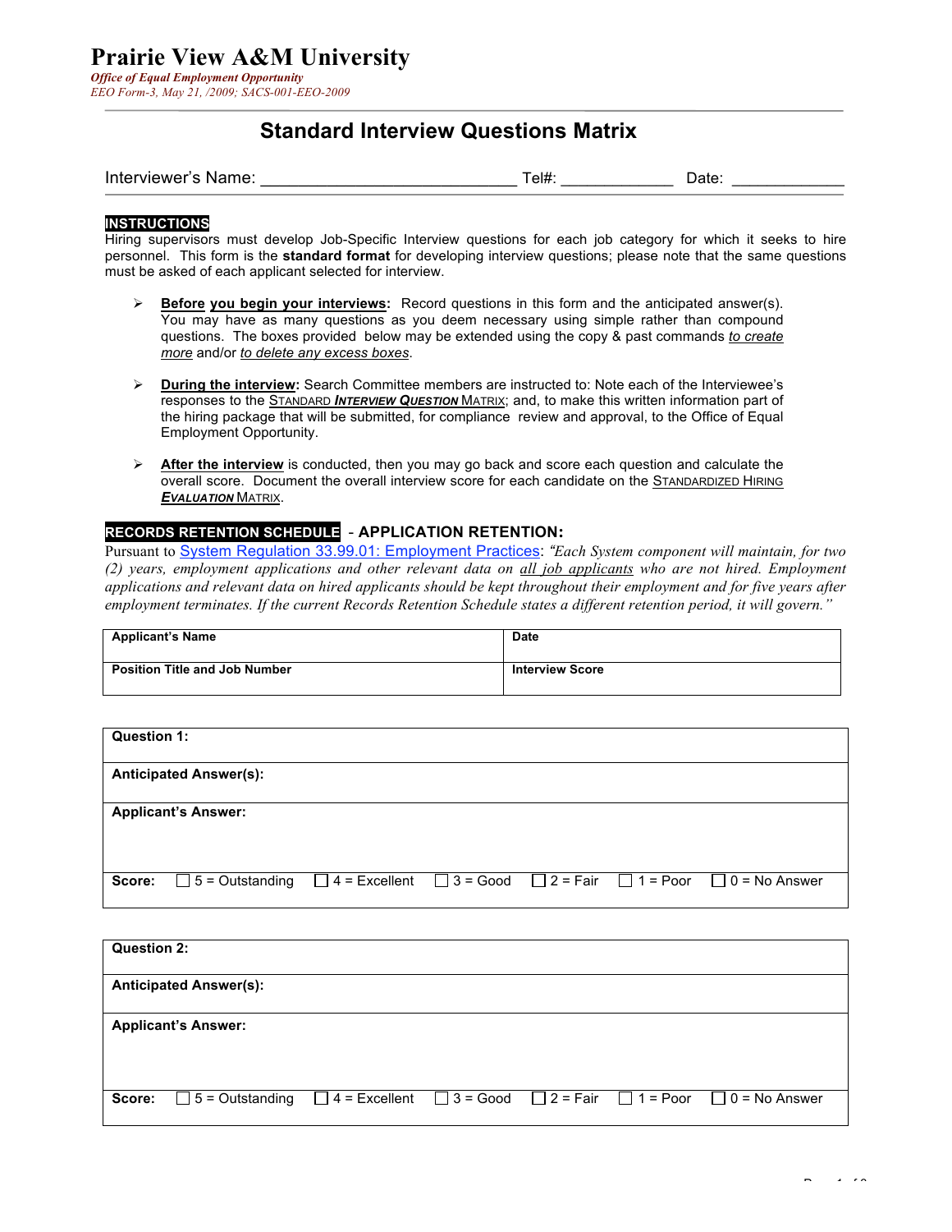# Prairie View A&M University

*Office of Equal Employment Opportunity*
*EEO Form-3, May 21, /2009; SACS-001-EEO-2009*

## Standard Interview Questions Matrix

Interviewer's Name: ____________________________ Tel#: ____________ Date: ____________

**INSTRUCTIONS**

Hiring supervisors must develop Job-Specific Interview questions for each job category for which it seeks to hire personnel. This form is the **standard format** for developing interview questions; please note that the same questions must be asked of each applicant selected for interview.

- **Before you begin your interviews:** Record questions in this form and the anticipated answer(s). You may have as many questions as you deem necessary using simple rather than compound questions. The boxes provided below may be extended using the copy & past commands *to create more* and/or *to delete any excess boxes*.
- **During the interview:** Search Committee members are instructed to: Note each of the Interviewee's responses to the STANDARD ***INTERVIEW QUESTION*** MATRIX; and, to make this written information part of the hiring package that will be submitted, for compliance review and approval, to the Office of Equal Employment Opportunity.
- **After the interview** is conducted, then you may go back and score each question and calculate the overall score. Document the overall interview score for each candidate on the STANDARDIZED HIRING ***EVALUATION*** MATRIX.

**RECORDS RETENTION SCHEDULE** - **APPLICATION RETENTION:**

Pursuant to System Regulation 33.99.01: Employment Practices: *"Each System component will maintain, for two (2) years, employment applications and other relevant data on all job applicants who are not hired. Employment applications and relevant data on hired applicants should be kept throughout their employment and for five years after employment terminates. If the current Records Retention Schedule states a different retention period, it will govern."*

| **Applicant's Name** | **Date** |
|---|---|
| **Position Title and Job Number** | **Interview Score** |

| **Question 1:** |
|---|
| **Anticipated Answer(s):** |
| **Applicant's Answer:** |
| **Score:** ☐ 5 = Outstanding ☐ 4 = Excellent ☐ 3 = Good ☐ 2 = Fair ☐ 1 = Poor ☐ 0 = No Answer |

| **Question 2:** |
|---|
| **Anticipated Answer(s):** |
| **Applicant's Answer:** |
| **Score:** ☐ 5 = Outstanding ☐ 4 = Excellent ☐ 3 = Good ☐ 2 = Fair ☐ 1 = Poor ☐ 0 = No Answer |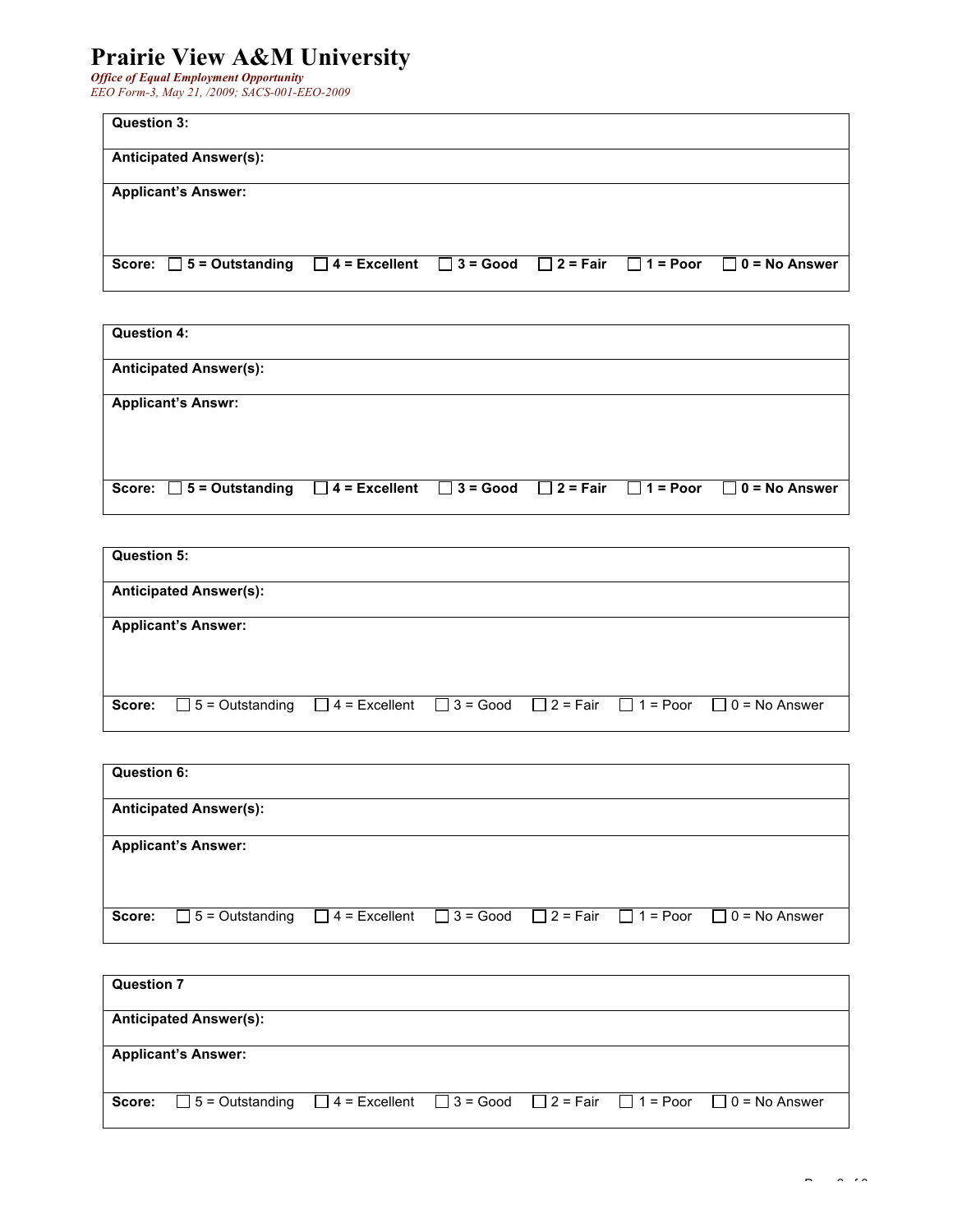# Prairie View A&M University

*Office of Equal Employment Opportunity*
*EEO Form-3, May 21, /2009; SACS-001-EEO-2009*

| **Question 3:** |
|---|
| **Anticipated Answer(s):** |
| **Applicant's Answer:** |
| **Score:** ☐ **5 = Outstanding** ☐ **4 = Excellent** ☐ **3 = Good** ☐ **2 = Fair** ☐ **1 = Poor** ☐ **0 = No Answer** |

| **Question 4:** |
|---|
| **Anticipated Answer(s):** |
| **Applicant's Answr:** |
| **Score:** ☐ **5 = Outstanding** ☐ **4 = Excellent** ☐ **3 = Good** ☐ **2 = Fair** ☐ **1 = Poor** ☐ **0 = No Answer** |

| **Question 5:** |
|---|
| **Anticipated Answer(s):** |
| **Applicant's Answer:** |
| **Score:** ☐ 5 = Outstanding ☐ 4 = Excellent ☐ 3 = Good ☐ 2 = Fair ☐ 1 = Poor ☐ 0 = No Answer |

| **Question 6:** |
|---|
| **Anticipated Answer(s):** |
| **Applicant's Answer:** |
| **Score:** ☐ 5 = Outstanding ☐ 4 = Excellent ☐ 3 = Good ☐ 2 = Fair ☐ 1 = Poor ☐ 0 = No Answer |

| **Question 7** |
|---|
| **Anticipated Answer(s):** |
| **Applicant's Answer:** |
| **Score:** ☐ 5 = Outstanding ☐ 4 = Excellent ☐ 3 = Good ☐ 2 = Fair ☐ 1 = Poor ☐ 0 = No Answer |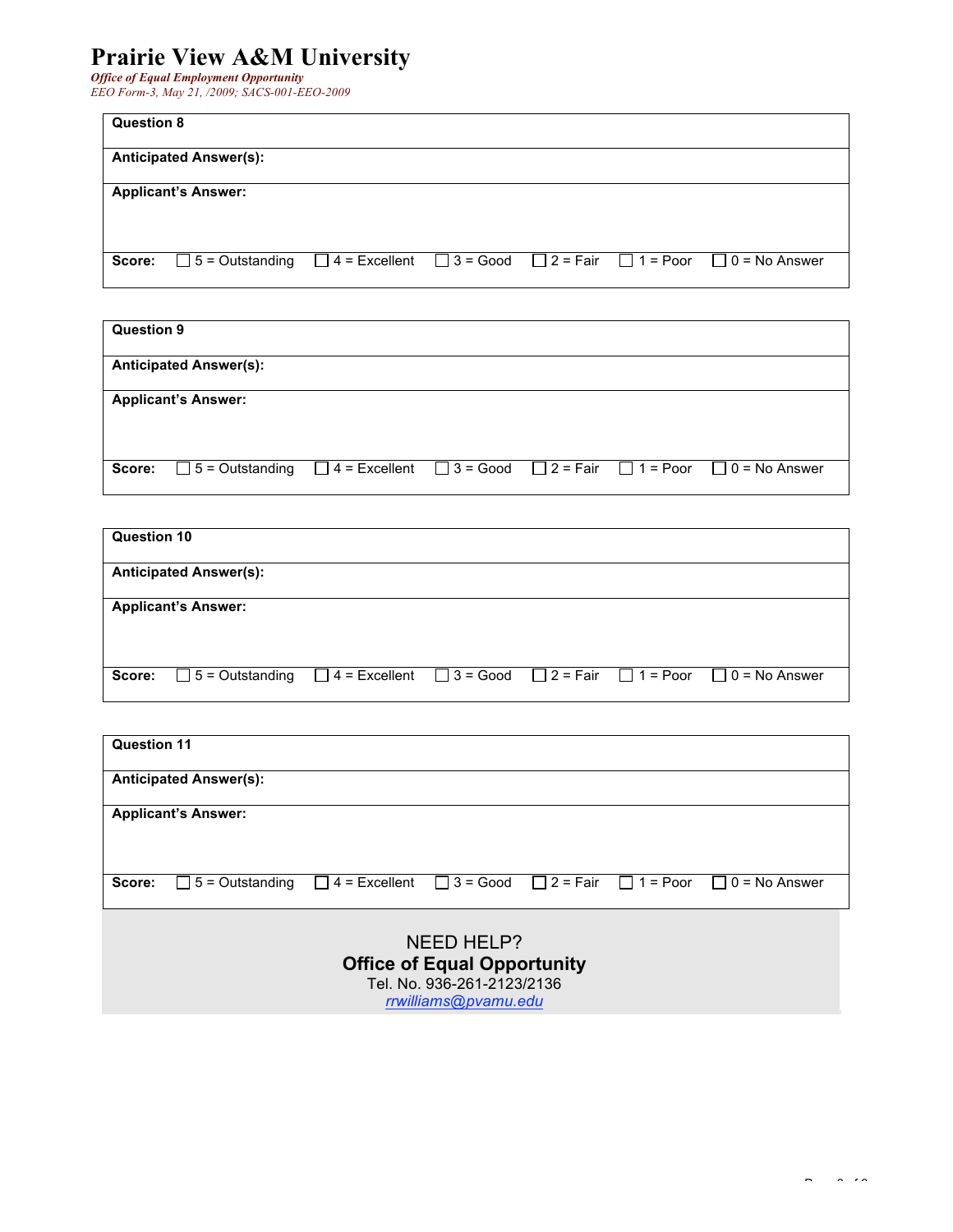# Prairie View A&M University

*Office of Equal Employment Opportunity*
*EEO Form-3, May 21, /2009; SACS-001-EEO-2009*

| **Question 8** |
|---|
| **Anticipated Answer(s):** |
| **Applicant's Answer:** |
| **Score:** ☐ 5 = Outstanding ☐ 4 = Excellent ☐ 3 = Good ☐ 2 = Fair ☐ 1 = Poor ☐ 0 = No Answer |

| **Question 9** |
|---|
| **Anticipated Answer(s):** |
| **Applicant's Answer:** |
| **Score:** ☐ 5 = Outstanding ☐ 4 = Excellent ☐ 3 = Good ☐ 2 = Fair ☐ 1 = Poor ☐ 0 = No Answer |

| **Question 10** |
|---|
| **Anticipated Answer(s):** |
| **Applicant's Answer:** |
| **Score:** ☐ 5 = Outstanding ☐ 4 = Excellent ☐ 3 = Good ☐ 2 = Fair ☐ 1 = Poor ☐ 0 = No Answer |

| **Question 11** |
|---|
| **Anticipated Answer(s):** |
| **Applicant's Answer:** |
| **Score:** ☐ 5 = Outstanding ☐ 4 = Excellent ☐ 3 = Good ☐ 2 = Fair ☐ 1 = Poor ☐ 0 = No Answer |

NEED HELP?
**Office of Equal Opportunity**
Tel. No. 936-261-2123/2136
rrwilliams@pvamu.edu